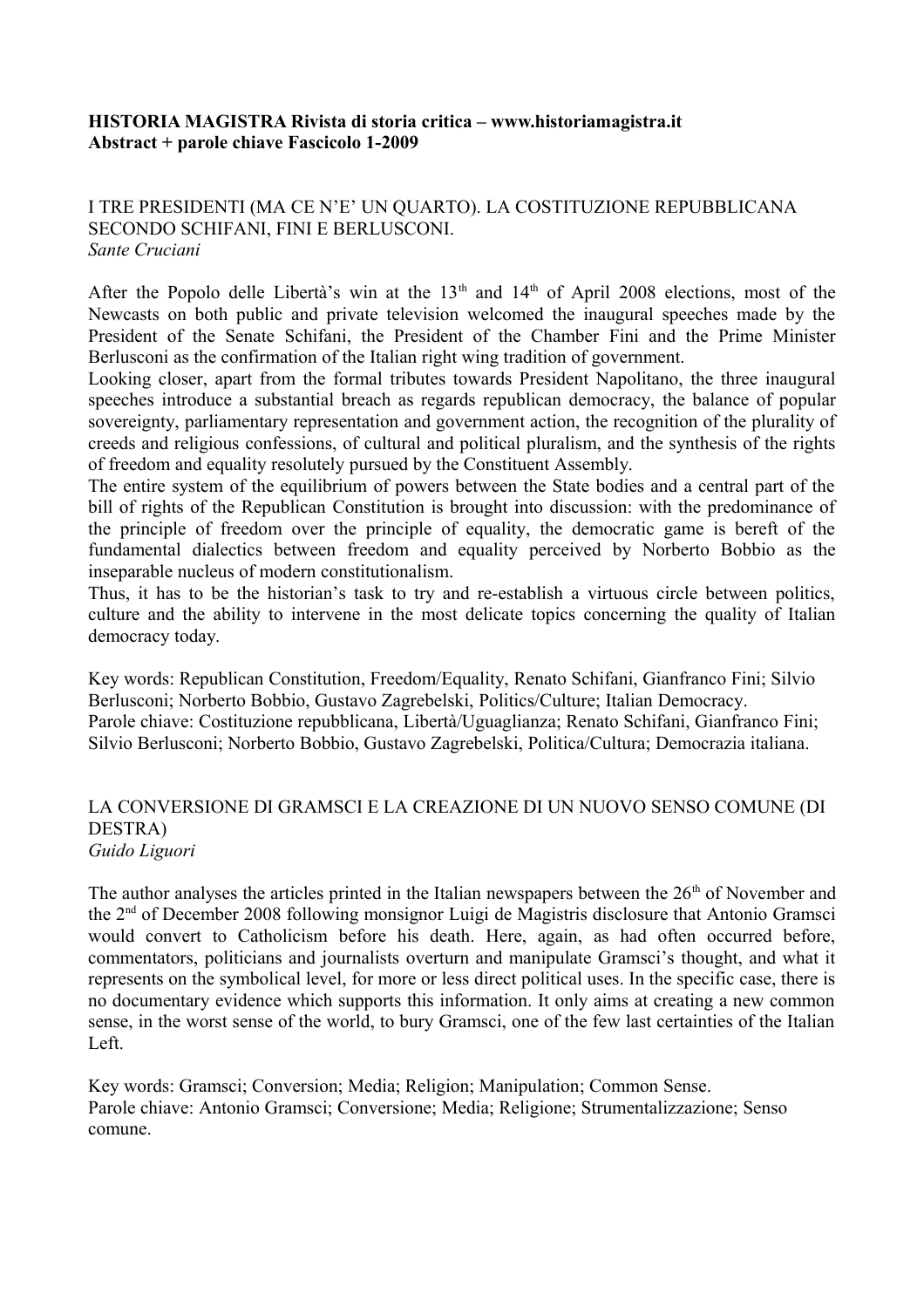**HISTORIA MAGISTRA Rivista di storia critica – www.historiamagistra.it**
**Abstract + parole chiave Fascicolo 1-2009**

## I TRE PRESIDENTI (MA CE N'E' UN QUARTO). LA COSTITUZIONE REPUBBLICANA SECONDO SCHIFANI, FINI E BERLUSCONI.

*Sante Cruciani*

After the Popolo delle Libertà's win at the 13th and 14th of April 2008 elections, most of the Newcasts on both public and private television welcomed the inaugural speeches made by the President of the Senate Schifani, the President of the Chamber Fini and the Prime Minister Berlusconi as the confirmation of the Italian right wing tradition of government.
Looking closer, apart from the formal tributes towards President Napolitano, the three inaugural speeches introduce a substantial breach as regards republican democracy, the balance of popular sovereignty, parliamentary representation and government action, the recognition of the plurality of creeds and religious confessions, of cultural and political pluralism, and the synthesis of the rights of freedom and equality resolutely pursued by the Constituent Assembly.
The entire system of the equilibrium of powers between the State bodies and a central part of the bill of rights of the Republican Constitution is brought into discussion: with the predominance of the principle of freedom over the principle of equality, the democratic game is bereft of the fundamental dialectics between freedom and equality perceived by Norberto Bobbio as the inseparable nucleus of modern constitutionalism.
Thus, it has to be the historian's task to try and re-establish a virtuous circle between politics, culture and the ability to intervene in the most delicate topics concerning the quality of Italian democracy today.

Key words: Republican Constitution, Freedom/Equality, Renato Schifani, Gianfranco Fini; Silvio Berlusconi; Norberto Bobbio, Gustavo Zagrebelski, Politics/Culture; Italian Democracy.
Parole chiave: Costituzione repubblicana, Libertà/Uguaglianza; Renato Schifani, Gianfranco Fini; Silvio Berlusconi; Norberto Bobbio, Gustavo Zagrebelski, Politica/Cultura; Democrazia italiana.

## LA CONVERSIONE DI GRAMSCI E LA CREAZIONE DI UN NUOVO SENSO COMUNE (DI DESTRA)

*Guido Liguori*

The author analyses the articles printed in the Italian newspapers between the 26th of November and the 2nd of December 2008 following monsignor Luigi de Magistris disclosure that Antonio Gramsci would convert to Catholicism before his death. Here, again, as had often occurred before, commentators, politicians and journalists overturn and manipulate Gramsci's thought, and what it represents on the symbolical level, for more or less direct political uses. In the specific case, there is no documentary evidence which supports this information. It only aims at creating a new common sense, in the worst sense of the world, to bury Gramsci, one of the few last certainties of the Italian Left.

Key words: Gramsci; Conversion; Media; Religion; Manipulation; Common Sense.
Parole chiave: Antonio Gramsci; Conversione; Media; Religione; Strumentalizzazione; Senso comune.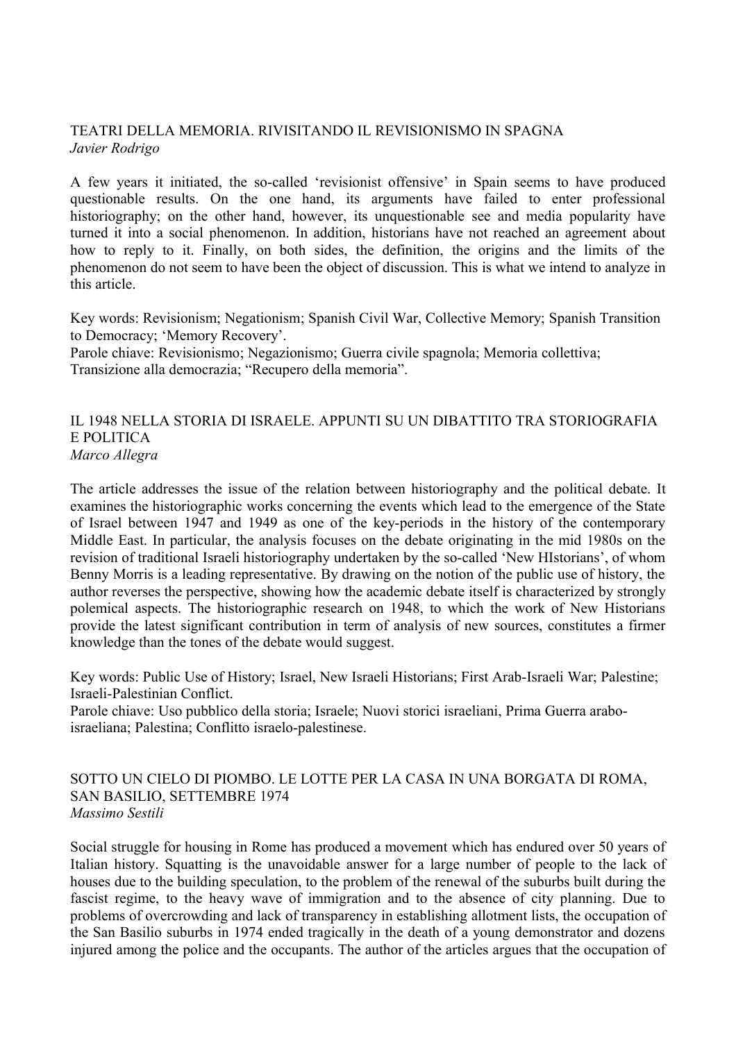## TEATRI DELLA MEMORIA. RIVISITANDO IL REVISIONISMO IN SPAGNA

*Javier Rodrigo*

A few years it initiated, the so-called 'revisionist offensive' in Spain seems to have produced questionable results. On the one hand, its arguments have failed to enter professional historiography; on the other hand, however, its unquestionable see and media popularity have turned it into a social phenomenon. In addition, historians have not reached an agreement about how to reply to it. Finally, on both sides, the definition, the origins and the limits of the phenomenon do not seem to have been the object of discussion. This is what we intend to analyze in this article.

Key words: Revisionism; Negationism; Spanish Civil War, Collective Memory; Spanish Transition to Democracy; 'Memory Recovery'.
Parole chiave: Revisionismo; Negazionismo; Guerra civile spagnola; Memoria collettiva; Transizione alla democrazia; "Recupero della memoria".

## IL 1948 NELLA STORIA DI ISRAELE. APPUNTI SU UN DIBATTITO TRA STORIOGRAFIA E POLITICA

*Marco Allegra*

The article addresses the issue of the relation between historiography and the political debate. It examines the historiographic works concerning the events which lead to the emergence of the State of Israel between 1947 and 1949 as one of the key-periods in the history of the contemporary Middle East. In particular, the analysis focuses on the debate originating in the mid 1980s on the revision of traditional Israeli historiography undertaken by the so-called 'New HIstorians', of whom Benny Morris is a leading representative. By drawing on the notion of the public use of history, the author reverses the perspective, showing how the academic debate itself is characterized by strongly polemical aspects. The historiographic research on 1948, to which the work of New Historians provide the latest significant contribution in term of analysis of new sources, constitutes a firmer knowledge than the tones of the debate would suggest.

Key words: Public Use of History; Israel, New Israeli Historians; First Arab-Israeli War; Palestine; Israeli-Palestinian Conflict.
Parole chiave: Uso pubblico della storia; Israele; Nuovi storici israeliani, Prima Guerra arabo-israeliana; Palestina; Conflitto israelo-palestinese.

## SOTTO UN CIELO DI PIOMBO. LE LOTTE PER LA CASA IN UNA BORGATA DI ROMA, SAN BASILIO, SETTEMBRE 1974

*Massimo Sestili*

Social struggle for housing in Rome has produced a movement which has endured over 50 years of Italian history. Squatting is the unavoidable answer for a large number of people to the lack of houses due to the building speculation, to the problem of the renewal of the suburbs built during the fascist regime, to the heavy wave of immigration and to the absence of city planning. Due to problems of overcrowding and lack of transparency in establishing allotment lists, the occupation of the San Basilio suburbs in 1974 ended tragically in the death of a young demonstrator and dozens injured among the police and the occupants. The author of the articles argues that the occupation of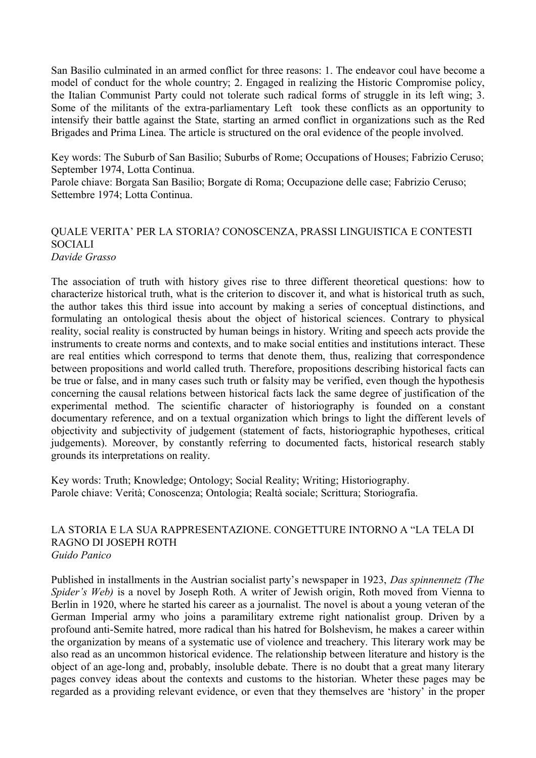San Basilio culminated in an armed conflict for three reasons: 1. The endeavor coul have become a model of conduct for the whole country; 2. Engaged in realizing the Historic Compromise policy, the Italian Communist Party could not tolerate such radical forms of struggle in its left wing; 3. Some of the militants of the extra-parliamentary Left took these conflicts as an opportunity to intensify their battle against the State, starting an armed conflict in organizations such as the Red Brigades and Prima Linea. The article is structured on the oral evidence of the people involved.

Key words: The Suburb of San Basilio; Suburbs of Rome; Occupations of Houses; Fabrizio Ceruso; September 1974, Lotta Continua.
Parole chiave: Borgata San Basilio; Borgate di Roma; Occupazione delle case; Fabrizio Ceruso; Settembre 1974; Lotta Continua.

## QUALE VERITA' PER LA STORIA? CONOSCENZA, PRASSI LINGUISTICA E CONTESTI SOCIALI

*Davide Grasso*

The association of truth with history gives rise to three different theoretical questions: how to characterize historical truth, what is the criterion to discover it, and what is historical truth as such, the author takes this third issue into account by making a series of conceptual distinctions, and formulating an ontological thesis about the object of historical sciences. Contrary to physical reality, social reality is constructed by human beings in history. Writing and speech acts provide the instruments to create norms and contexts, and to make social entities and institutions interact. These are real entities which correspond to terms that denote them, thus, realizing that correspondence between propositions and world called truth. Therefore, propositions describing historical facts can be true or false, and in many cases such truth or falsity may be verified, even though the hypothesis concerning the causal relations between historical facts lack the same degree of justification of the experimental method. The scientific character of historiography is founded on a constant documentary reference, and on a textual organization which brings to light the different levels of objectivity and subjectivity of judgement (statement of facts, historiographic hypotheses, critical judgements). Moreover, by constantly referring to documented facts, historical research stably grounds its interpretations on reality.

Key words: Truth; Knowledge; Ontology; Social Reality; Writing; Historiography.
Parole chiave: Verità; Conoscenza; Ontologia; Realtà sociale; Scrittura; Storiografia.

## LA STORIA E LA SUA RAPPRESENTAZIONE. CONGETTURE INTORNO A "LA TELA DI RAGNO DI JOSEPH ROTH

*Guido Panico*

Published in installments in the Austrian socialist party's newspaper in 1923, *Das spinnennetz (The Spider's Web)* is a novel by Joseph Roth. A writer of Jewish origin, Roth moved from Vienna to Berlin in 1920, where he started his career as a journalist. The novel is about a young veteran of the German Imperial army who joins a paramilitary extreme right nationalist group. Driven by a profound anti-Semite hatred, more radical than his hatred for Bolshevism, he makes a career within the organization by means of a systematic use of violence and treachery. This literary work may be also read as an uncommon historical evidence. The relationship between literature and history is the object of an age-long and, probably, insoluble debate. There is no doubt that a great many literary pages convey ideas about the contexts and customs to the historian. Wheter these pages may be regarded as a providing relevant evidence, or even that they themselves are 'history' in the proper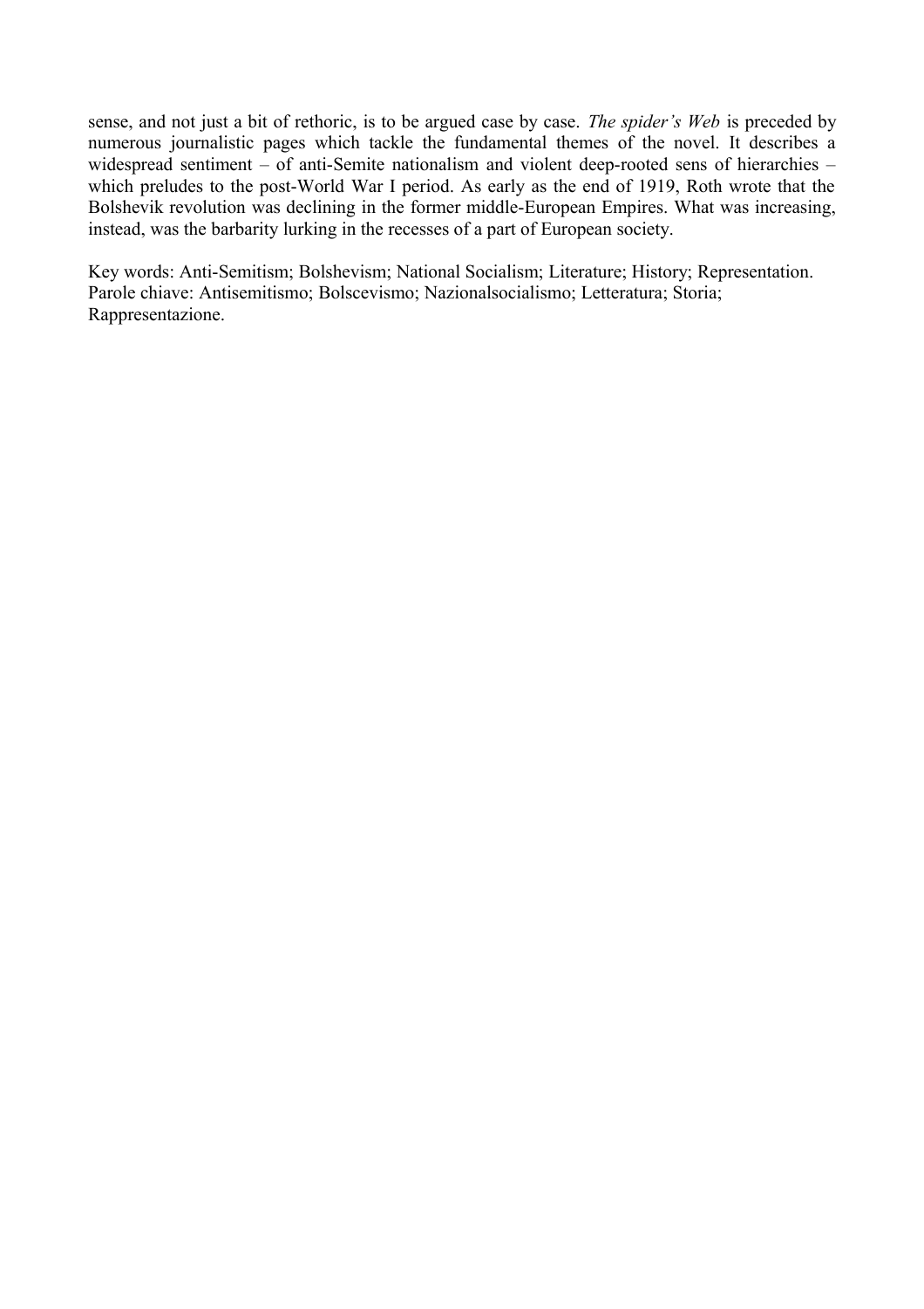sense, and not just a bit of rethoric, is to be argued case by case. *The spider's Web* is preceded by numerous journalistic pages which tackle the fundamental themes of the novel. It describes a widespread sentiment – of anti-Semite nationalism and violent deep-rooted sens of hierarchies – which preludes to the post-World War I period. As early as the end of 1919, Roth wrote that the Bolshevik revolution was declining in the former middle-European Empires. What was increasing, instead, was the barbarity lurking in the recesses of a part of European society.

Key words: Anti-Semitism; Bolshevism; National Socialism; Literature; History; Representation.
Parole chiave: Antisemitismo; Bolscevismo; Nazionalsocialismo; Letteratura; Storia; Rappresentazione.